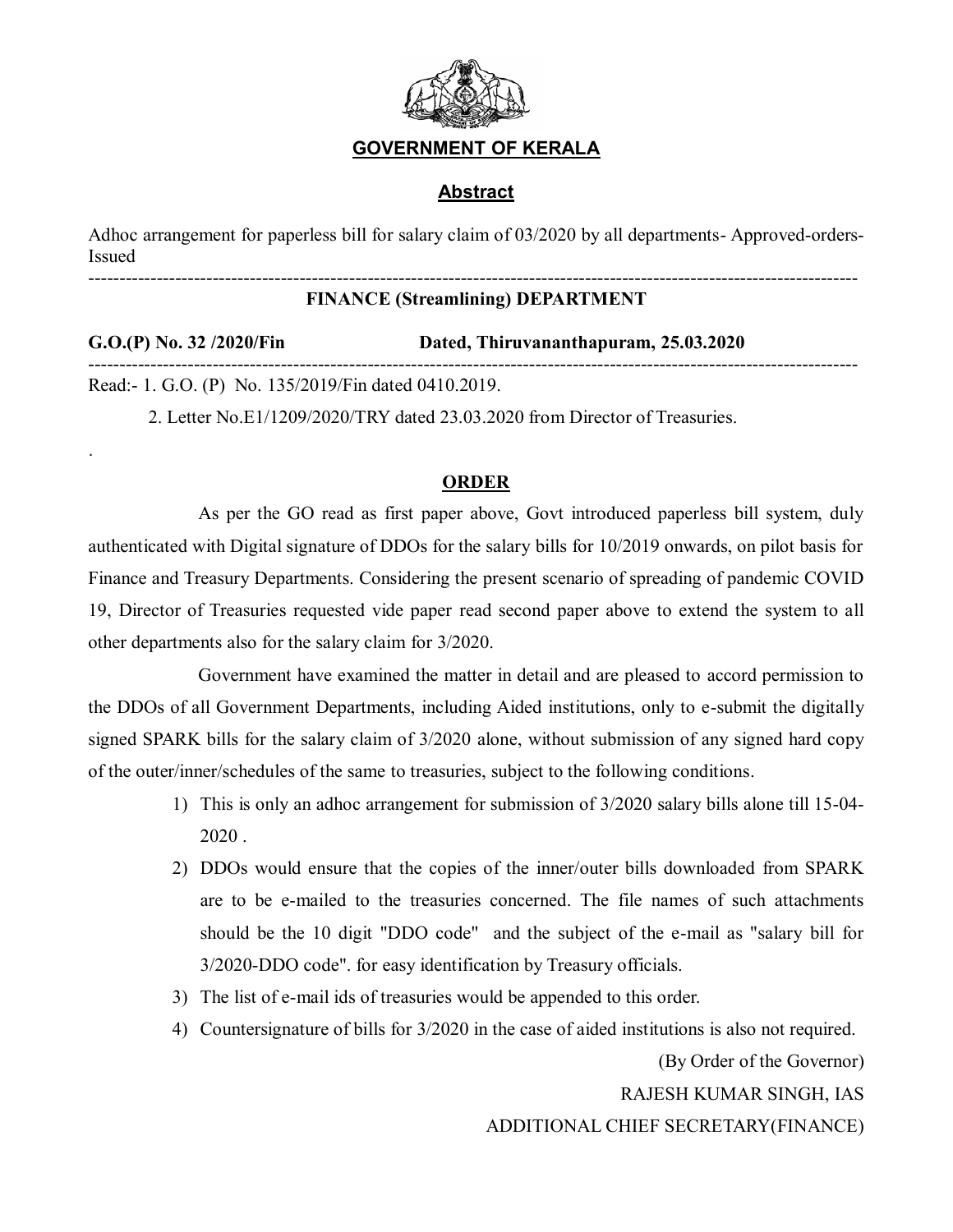# GOVERNMENT OF KERALA

## Abstract

Adhoc arrangement for paperless bill for salary claim of 03/2020 by all departments- Approved-orders-Issued

---

**FINANCE (Streamlining) DEPARTMENT**

**G.O.(P) No. 32 /2020/Fin**　　　　　**Dated, Thiruvananthapuram, 25.03.2020**

---

Read:- 1. G.O. (P) No. 135/2019/Fin dated 0410.2019.

2. Letter No.E1/1209/2020/TRY dated 23.03.2020 from Director of Treasuries.

.

## ORDER

As per the GO read as first paper above, Govt introduced paperless bill system, duly authenticated with Digital signature of DDOs for the salary bills for 10/2019 onwards, on pilot basis for Finance and Treasury Departments. Considering the present scenario of spreading of pandemic COVID 19, Director of Treasuries requested vide paper read second paper above to extend the system to all other departments also for the salary claim for 3/2020.

Government have examined the matter in detail and are pleased to accord permission to the DDOs of all Government Departments, including Aided institutions, only to e-submit the digitally signed SPARK bills for the salary claim of 3/2020 alone, without submission of any signed hard copy of the outer/inner/schedules of the same to treasuries, subject to the following conditions.

1) This is only an adhoc arrangement for submission of 3/2020 salary bills alone till 15-04-2020 .
2) DDOs would ensure that the copies of the inner/outer bills downloaded from SPARK are to be e-mailed to the treasuries concerned. The file names of such attachments should be the 10 digit "DDO code" and the subject of the e-mail as "salary bill for 3/2020-DDO code". for easy identification by Treasury officials.
3) The list of e-mail ids of treasuries would be appended to this order.
4) Countersignature of bills for 3/2020 in the case of aided institutions is also not required.

(By Order of the Governor)

RAJESH KUMAR SINGH, IAS

ADDITIONAL CHIEF SECRETARY(FINANCE)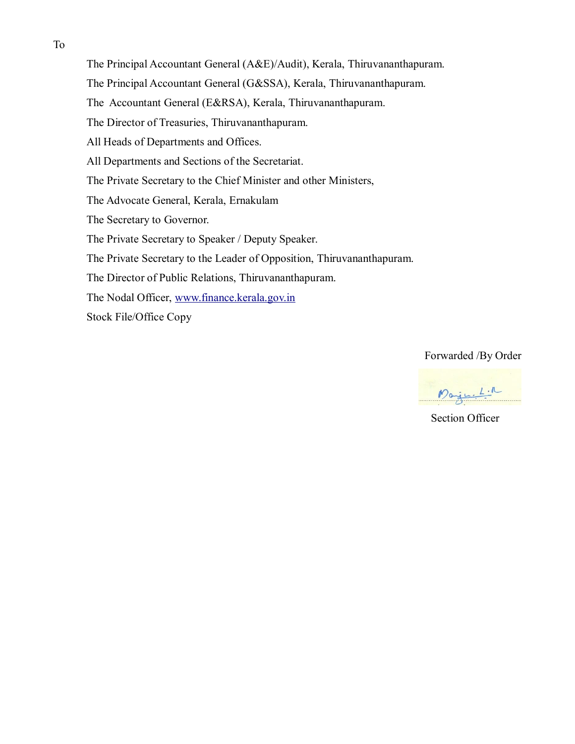To

The Principal Accountant General (A&E)/Audit), Kerala, Thiruvananthapuram.

The Principal Accountant General (G&SSA), Kerala, Thiruvananthapuram.

The Accountant General (E&RSA), Kerala, Thiruvananthapuram.

The Director of Treasuries, Thiruvananthapuram.

All Heads of Departments and Offices.

All Departments and Sections of the Secretariat.

The Private Secretary to the Chief Minister and other Ministers,

The Advocate General, Kerala, Ernakulam

The Secretary to Governor.

The Private Secretary to Speaker / Deputy Speaker.

The Private Secretary to the Leader of Opposition, Thiruvananthapuram.

The Director of Public Relations, Thiruvananthapuram.

The Nodal Officer, www.finance.kerala.gov.in

Stock File/Office Copy

Forwarded /By Order

Section Officer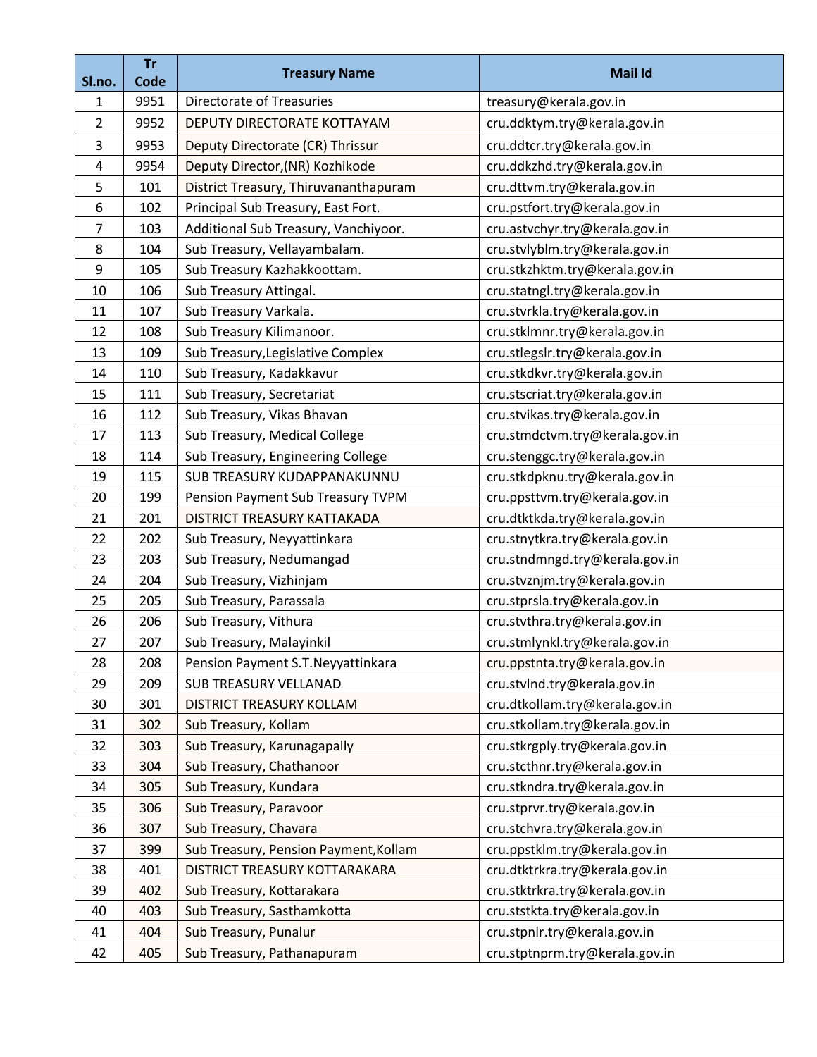| Sl.no. | Tr Code | Treasury Name | Mail Id |
| --- | --- | --- | --- |
| 1 | 9951 | Directorate of Treasuries | treasury@kerala.gov.in |
| 2 | 9952 | DEPUTY DIRECTORATE KOTTAYAM | cru.ddktym.try@kerala.gov.in |
| 3 | 9953 | Deputy Directorate (CR) Thrissur | cru.ddtcr.try@kerala.gov.in |
| 4 | 9954 | Deputy Director,(NR) Kozhikode | cru.ddkzhd.try@kerala.gov.in |
| 5 | 101 | District Treasury, Thiruvananthapuram | cru.dttvm.try@kerala.gov.in |
| 6 | 102 | Principal Sub Treasury, East Fort. | cru.pstfort.try@kerala.gov.in |
| 7 | 103 | Additional Sub Treasury, Vanchiyoor. | cru.astvchyr.try@kerala.gov.in |
| 8 | 104 | Sub Treasury, Vellayambalam. | cru.stvlyblm.try@kerala.gov.in |
| 9 | 105 | Sub Treasury Kazhakkoottam. | cru.stkzhktm.try@kerala.gov.in |
| 10 | 106 | Sub Treasury Attingal. | cru.statngl.try@kerala.gov.in |
| 11 | 107 | Sub Treasury Varkala. | cru.stvrkla.try@kerala.gov.in |
| 12 | 108 | Sub Treasury Kilimanoor. | cru.stklmnr.try@kerala.gov.in |
| 13 | 109 | Sub Treasury,Legislative Complex | cru.stlegslr.try@kerala.gov.in |
| 14 | 110 | Sub Treasury, Kadakkavur | cru.stkdkvr.try@kerala.gov.in |
| 15 | 111 | Sub Treasury, Secretariat | cru.stscriat.try@kerala.gov.in |
| 16 | 112 | Sub Treasury, Vikas Bhavan | cru.stvikas.try@kerala.gov.in |
| 17 | 113 | Sub Treasury, Medical College | cru.stmdctvm.try@kerala.gov.in |
| 18 | 114 | Sub Treasury, Engineering College | cru.stenggc.try@kerala.gov.in |
| 19 | 115 | SUB TREASURY KUDAPPANAKUNNU | cru.stkdpknu.try@kerala.gov.in |
| 20 | 199 | Pension Payment Sub Treasury TVPM | cru.ppsttvm.try@kerala.gov.in |
| 21 | 201 | DISTRICT TREASURY KATTAKADA | cru.dtktkda.try@kerala.gov.in |
| 22 | 202 | Sub Treasury, Neyyattinkara | cru.stnytkra.try@kerala.gov.in |
| 23 | 203 | Sub Treasury, Nedumangad | cru.stndmngd.try@kerala.gov.in |
| 24 | 204 | Sub Treasury, Vizhinjam | cru.stvznjm.try@kerala.gov.in |
| 25 | 205 | Sub Treasury, Parassala | cru.stprsla.try@kerala.gov.in |
| 26 | 206 | Sub Treasury, Vithura | cru.stvthra.try@kerala.gov.in |
| 27 | 207 | Sub Treasury, Malayinkil | cru.stmlynkl.try@kerala.gov.in |
| 28 | 208 | Pension Payment S.T.Neyyattinkara | cru.ppstnta.try@kerala.gov.in |
| 29 | 209 | SUB TREASURY VELLANAD | cru.stvlnd.try@kerala.gov.in |
| 30 | 301 | DISTRICT TREASURY KOLLAM | cru.dtkollam.try@kerala.gov.in |
| 31 | 302 | Sub Treasury, Kollam | cru.stkollam.try@kerala.gov.in |
| 32 | 303 | Sub Treasury, Karunagapally | cru.stkrgply.try@kerala.gov.in |
| 33 | 304 | Sub Treasury, Chathanoor | cru.stcthnr.try@kerala.gov.in |
| 34 | 305 | Sub Treasury, Kundara | cru.stkndra.try@kerala.gov.in |
| 35 | 306 | Sub Treasury, Paravoor | cru.stprvr.try@kerala.gov.in |
| 36 | 307 | Sub Treasury, Chavara | cru.stchvra.try@kerala.gov.in |
| 37 | 399 | Sub Treasury, Pension Payment,Kollam | cru.ppstklm.try@kerala.gov.in |
| 38 | 401 | DISTRICT TREASURY KOTTARAKARA | cru.dtktrkra.try@kerala.gov.in |
| 39 | 402 | Sub Treasury, Kottarakara | cru.stktrkra.try@kerala.gov.in |
| 40 | 403 | Sub Treasury, Sasthamkotta | cru.ststkta.try@kerala.gov.in |
| 41 | 404 | Sub Treasury, Punalur | cru.stpnlr.try@kerala.gov.in |
| 42 | 405 | Sub Treasury, Pathanapuram | cru.stptnprm.try@kerala.gov.in |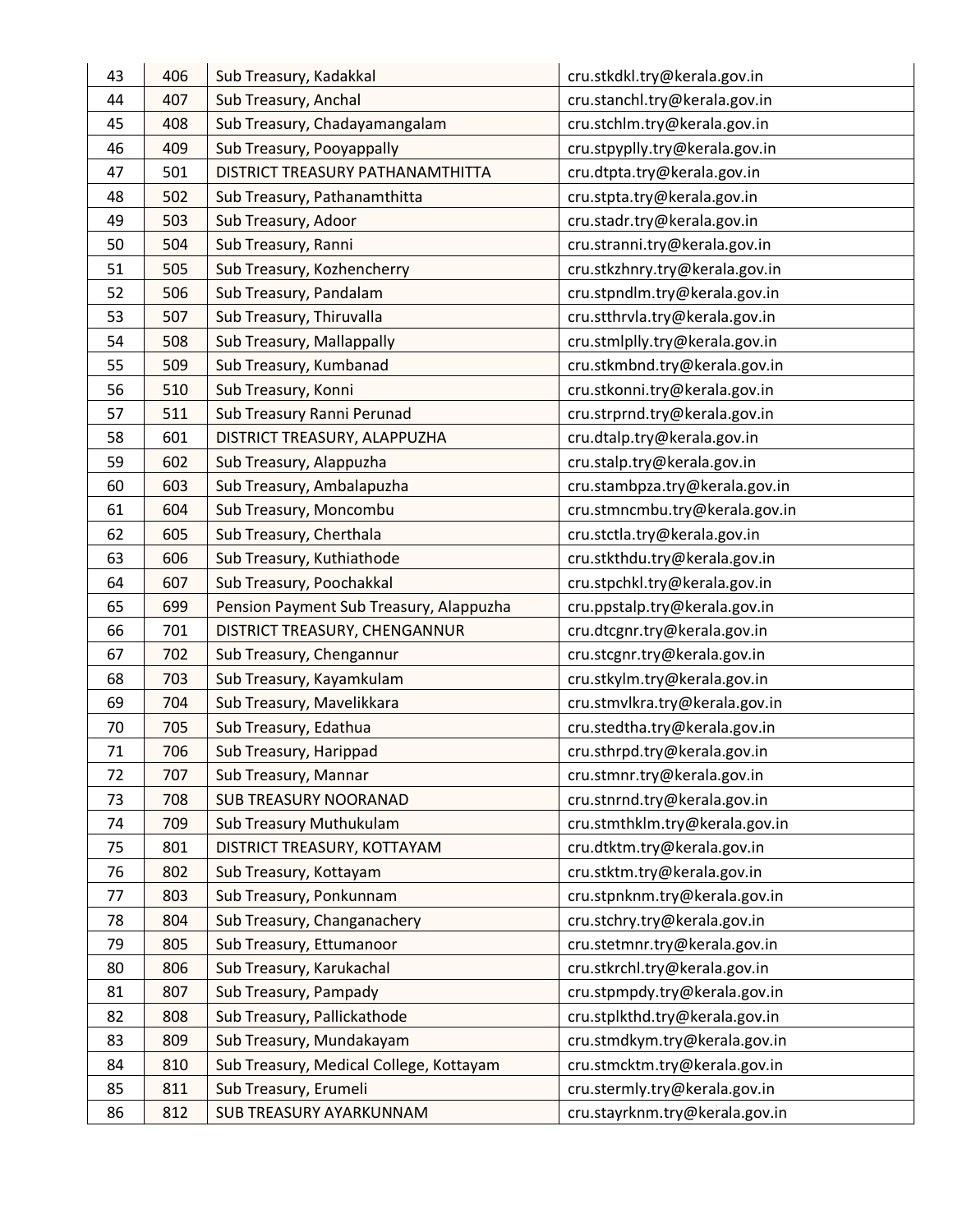| 43 | 406 | Sub Treasury, Kadakkal | cru.stkdkl.try@kerala.gov.in |
|---|---|---|---|
| 44 | 407 | Sub Treasury, Anchal | cru.stanchl.try@kerala.gov.in |
| 45 | 408 | Sub Treasury, Chadayamangalam | cru.stchlm.try@kerala.gov.in |
| 46 | 409 | Sub Treasury, Pooyappally | cru.stpyplly.try@kerala.gov.in |
| 47 | 501 | DISTRICT TREASURY PATHANAMTHITTA | cru.dtpta.try@kerala.gov.in |
| 48 | 502 | Sub Treasury, Pathanamthitta | cru.stpta.try@kerala.gov.in |
| 49 | 503 | Sub Treasury, Adoor | cru.stadr.try@kerala.gov.in |
| 50 | 504 | Sub Treasury, Ranni | cru.stranni.try@kerala.gov.in |
| 51 | 505 | Sub Treasury, Kozhencherry | cru.stkzhnry.try@kerala.gov.in |
| 52 | 506 | Sub Treasury, Pandalam | cru.stpndlm.try@kerala.gov.in |
| 53 | 507 | Sub Treasury, Thiruvalla | cru.stthrvla.try@kerala.gov.in |
| 54 | 508 | Sub Treasury, Mallappally | cru.stmlplly.try@kerala.gov.in |
| 55 | 509 | Sub Treasury, Kumbanad | cru.stkmbnd.try@kerala.gov.in |
| 56 | 510 | Sub Treasury, Konni | cru.stkonni.try@kerala.gov.in |
| 57 | 511 | Sub Treasury Ranni Perunad | cru.strprnd.try@kerala.gov.in |
| 58 | 601 | DISTRICT TREASURY, ALAPPUZHA | cru.dtalp.try@kerala.gov.in |
| 59 | 602 | Sub Treasury, Alappuzha | cru.stalp.try@kerala.gov.in |
| 60 | 603 | Sub Treasury, Ambalapuzha | cru.stambpza.try@kerala.gov.in |
| 61 | 604 | Sub Treasury, Moncombu | cru.stmncmbu.try@kerala.gov.in |
| 62 | 605 | Sub Treasury, Cherthala | cru.stctla.try@kerala.gov.in |
| 63 | 606 | Sub Treasury, Kuthiathode | cru.stkthdu.try@kerala.gov.in |
| 64 | 607 | Sub Treasury, Poochakkal | cru.stpchkl.try@kerala.gov.in |
| 65 | 699 | Pension Payment Sub Treasury, Alappuzha | cru.ppstalp.try@kerala.gov.in |
| 66 | 701 | DISTRICT TREASURY, CHENGANNUR | cru.dtcgnr.try@kerala.gov.in |
| 67 | 702 | Sub Treasury, Chengannur | cru.stcgnr.try@kerala.gov.in |
| 68 | 703 | Sub Treasury, Kayamkulam | cru.stkylm.try@kerala.gov.in |
| 69 | 704 | Sub Treasury, Mavelikkara | cru.stmvlkra.try@kerala.gov.in |
| 70 | 705 | Sub Treasury, Edathua | cru.stedtha.try@kerala.gov.in |
| 71 | 706 | Sub Treasury, Harippad | cru.sthrpd.try@kerala.gov.in |
| 72 | 707 | Sub Treasury, Mannar | cru.stmnr.try@kerala.gov.in |
| 73 | 708 | SUB TREASURY NOORANAD | cru.stnrnd.try@kerala.gov.in |
| 74 | 709 | Sub Treasury Muthukulam | cru.stmthklm.try@kerala.gov.in |
| 75 | 801 | DISTRICT TREASURY, KOTTAYAM | cru.dtktm.try@kerala.gov.in |
| 76 | 802 | Sub Treasury, Kottayam | cru.stktm.try@kerala.gov.in |
| 77 | 803 | Sub Treasury, Ponkunnam | cru.stpnknm.try@kerala.gov.in |
| 78 | 804 | Sub Treasury, Changanachery | cru.stchry.try@kerala.gov.in |
| 79 | 805 | Sub Treasury, Ettumanoor | cru.stetmnr.try@kerala.gov.in |
| 80 | 806 | Sub Treasury, Karukachal | cru.stkrchl.try@kerala.gov.in |
| 81 | 807 | Sub Treasury, Pampady | cru.stpmpdy.try@kerala.gov.in |
| 82 | 808 | Sub Treasury, Pallickathode | cru.stplkthd.try@kerala.gov.in |
| 83 | 809 | Sub Treasury, Mundakayam | cru.stmdkym.try@kerala.gov.in |
| 84 | 810 | Sub Treasury, Medical College, Kottayam | cru.stmcktm.try@kerala.gov.in |
| 85 | 811 | Sub Treasury, Erumeli | cru.stermly.try@kerala.gov.in |
| 86 | 812 | SUB TREASURY AYARKUNNAM | cru.stayrknm.try@kerala.gov.in |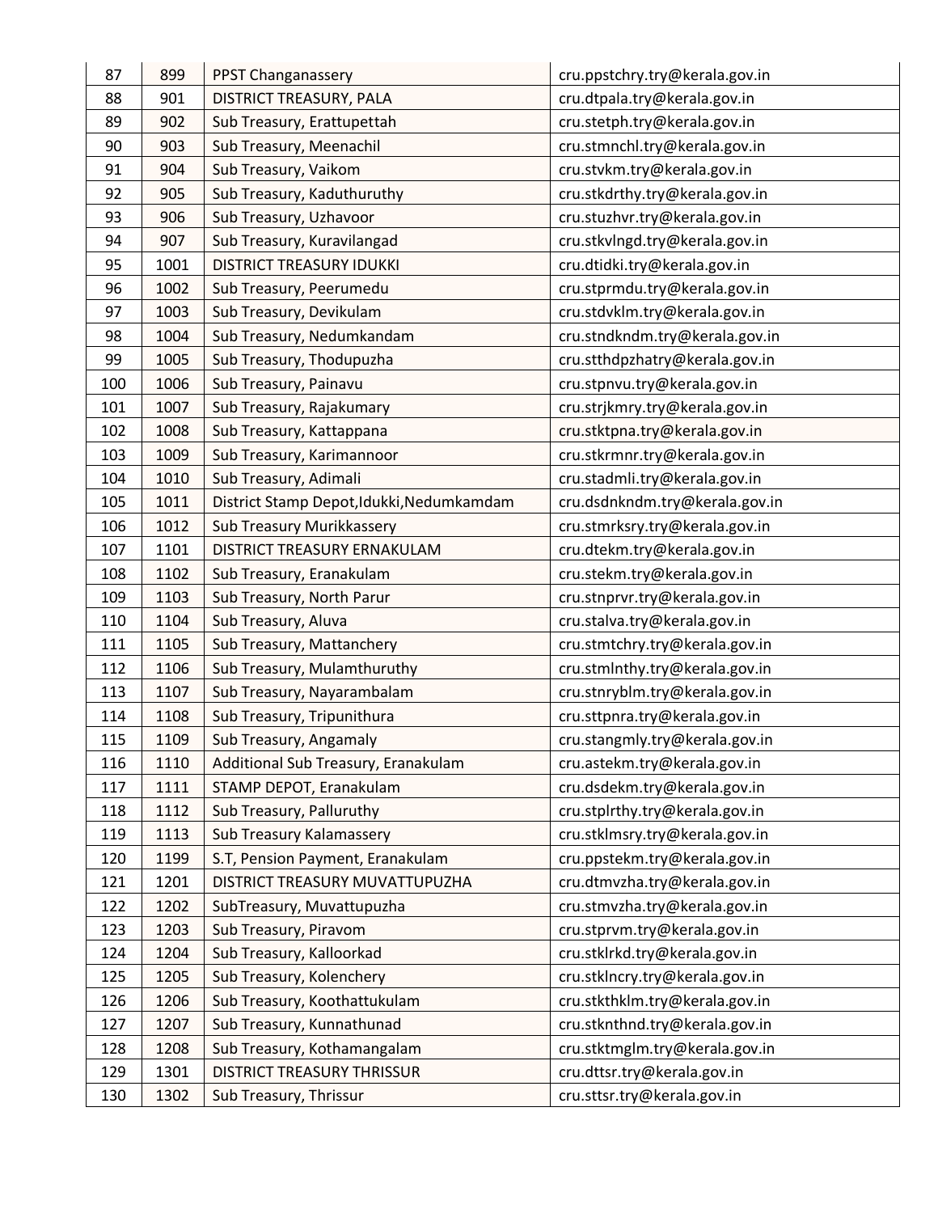| 87 | 899 | PPST Changanassery | cru.ppstchry.try@kerala.gov.in |
|---|---|---|---|
| 88 | 901 | DISTRICT TREASURY, PALA | cru.dtpala.try@kerala.gov.in |
| 89 | 902 | Sub Treasury, Erattupettah | cru.stetph.try@kerala.gov.in |
| 90 | 903 | Sub Treasury, Meenachil | cru.stmnchl.try@kerala.gov.in |
| 91 | 904 | Sub Treasury, Vaikom | cru.stvkm.try@kerala.gov.in |
| 92 | 905 | Sub Treasury, Kaduthuruthy | cru.stkdrthy.try@kerala.gov.in |
| 93 | 906 | Sub Treasury, Uzhavoor | cru.stuzhvr.try@kerala.gov.in |
| 94 | 907 | Sub Treasury, Kuravilangad | cru.stkvlngd.try@kerala.gov.in |
| 95 | 1001 | DISTRICT TREASURY IDUKKI | cru.dtidki.try@kerala.gov.in |
| 96 | 1002 | Sub Treasury, Peerumedu | cru.stprmdu.try@kerala.gov.in |
| 97 | 1003 | Sub Treasury, Devikulam | cru.stdvklm.try@kerala.gov.in |
| 98 | 1004 | Sub Treasury, Nedumkandam | cru.stndkndm.try@kerala.gov.in |
| 99 | 1005 | Sub Treasury, Thodupuzha | cru.stthdpzhatry@kerala.gov.in |
| 100 | 1006 | Sub Treasury, Painavu | cru.stpnvu.try@kerala.gov.in |
| 101 | 1007 | Sub Treasury, Rajakumary | cru.strjkmry.try@kerala.gov.in |
| 102 | 1008 | Sub Treasury, Kattappana | cru.stktpna.try@kerala.gov.in |
| 103 | 1009 | Sub Treasury, Karimannoor | cru.stkrmnr.try@kerala.gov.in |
| 104 | 1010 | Sub Treasury, Adimali | cru.stadmli.try@kerala.gov.in |
| 105 | 1011 | District Stamp Depot,Idukki,Nedumkamdam | cru.dsdnkndm.try@kerala.gov.in |
| 106 | 1012 | Sub Treasury Murikkassery | cru.stmrksry.try@kerala.gov.in |
| 107 | 1101 | DISTRICT TREASURY ERNAKULAM | cru.dtekm.try@kerala.gov.in |
| 108 | 1102 | Sub Treasury, Eranakulam | cru.stekm.try@kerala.gov.in |
| 109 | 1103 | Sub Treasury, North Parur | cru.stnprvr.try@kerala.gov.in |
| 110 | 1104 | Sub Treasury, Aluva | cru.stalva.try@kerala.gov.in |
| 111 | 1105 | Sub Treasury, Mattanchery | cru.stmtchry.try@kerala.gov.in |
| 112 | 1106 | Sub Treasury, Mulamthuruthy | cru.stmlnthy.try@kerala.gov.in |
| 113 | 1107 | Sub Treasury, Nayarambalam | cru.stnryblm.try@kerala.gov.in |
| 114 | 1108 | Sub Treasury, Tripunithura | cru.sttpnra.try@kerala.gov.in |
| 115 | 1109 | Sub Treasury, Angamaly | cru.stangmly.try@kerala.gov.in |
| 116 | 1110 | Additional Sub Treasury, Eranakulam | cru.astekm.try@kerala.gov.in |
| 117 | 1111 | STAMP DEPOT, Eranakulam | cru.dsdekm.try@kerala.gov.in |
| 118 | 1112 | Sub Treasury, Palluruthy | cru.stplrthy.try@kerala.gov.in |
| 119 | 1113 | Sub Treasury Kalamassery | cru.stklmsry.try@kerala.gov.in |
| 120 | 1199 | S.T, Pension Payment, Eranakulam | cru.ppstekm.try@kerala.gov.in |
| 121 | 1201 | DISTRICT TREASURY MUVATTUPUZHA | cru.dtmvzha.try@kerala.gov.in |
| 122 | 1202 | SubTreasury, Muvattupuzha | cru.stmvzha.try@kerala.gov.in |
| 123 | 1203 | Sub Treasury, Piravom | cru.stprvm.try@kerala.gov.in |
| 124 | 1204 | Sub Treasury, Kalloorkad | cru.stklrkd.try@kerala.gov.in |
| 125 | 1205 | Sub Treasury, Kolenchery | cru.stklncry.try@kerala.gov.in |
| 126 | 1206 | Sub Treasury, Koothattukulam | cru.stkthklm.try@kerala.gov.in |
| 127 | 1207 | Sub Treasury, Kunnathunad | cru.stknthnd.try@kerala.gov.in |
| 128 | 1208 | Sub Treasury, Kothamangalam | cru.stktmglm.try@kerala.gov.in |
| 129 | 1301 | DISTRICT TREASURY THRISSUR | cru.dttsr.try@kerala.gov.in |
| 130 | 1302 | Sub Treasury, Thrissur | cru.sttsr.try@kerala.gov.in |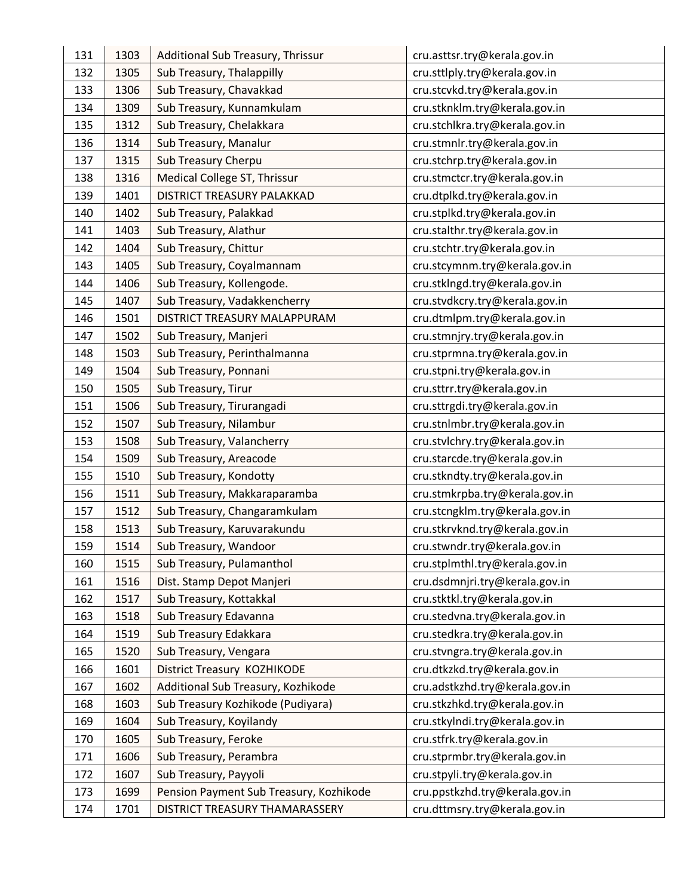| 131 | 1303 | Additional Sub Treasury, Thrissur | cru.asttsr.try@kerala.gov.in |
|---|---|---|---|
| 132 | 1305 | Sub Treasury, Thalappilly | cru.sttlply.try@kerala.gov.in |
| 133 | 1306 | Sub Treasury, Chavakkad | cru.stcvkd.try@kerala.gov.in |
| 134 | 1309 | Sub Treasury, Kunnamkulam | cru.stknklm.try@kerala.gov.in |
| 135 | 1312 | Sub Treasury, Chelakkara | cru.stchlkra.try@kerala.gov.in |
| 136 | 1314 | Sub Treasury, Manalur | cru.stmnlr.try@kerala.gov.in |
| 137 | 1315 | Sub Treasury Cherpu | cru.stchrp.try@kerala.gov.in |
| 138 | 1316 | Medical College ST, Thrissur | cru.stmctcr.try@kerala.gov.in |
| 139 | 1401 | DISTRICT TREASURY PALAKKAD | cru.dtplkd.try@kerala.gov.in |
| 140 | 1402 | Sub Treasury, Palakkad | cru.stplkd.try@kerala.gov.in |
| 141 | 1403 | Sub Treasury, Alathur | cru.stalthr.try@kerala.gov.in |
| 142 | 1404 | Sub Treasury, Chittur | cru.stchtr.try@kerala.gov.in |
| 143 | 1405 | Sub Treasury, Coyalmannam | cru.stcymnm.try@kerala.gov.in |
| 144 | 1406 | Sub Treasury, Kollengode. | cru.stklngd.try@kerala.gov.in |
| 145 | 1407 | Sub Treasury, Vadakkencherry | cru.stvdkcry.try@kerala.gov.in |
| 146 | 1501 | DISTRICT TREASURY MALAPPURAM | cru.dtmlpm.try@kerala.gov.in |
| 147 | 1502 | Sub Treasury, Manjeri | cru.stmnjry.try@kerala.gov.in |
| 148 | 1503 | Sub Treasury, Perinthalmanna | cru.stprmna.try@kerala.gov.in |
| 149 | 1504 | Sub Treasury, Ponnani | cru.stpni.try@kerala.gov.in |
| 150 | 1505 | Sub Treasury, Tirur | cru.sttrr.try@kerala.gov.in |
| 151 | 1506 | Sub Treasury, Tirurangadi | cru.sttrgdi.try@kerala.gov.in |
| 152 | 1507 | Sub Treasury, Nilambur | cru.stnlmbr.try@kerala.gov.in |
| 153 | 1508 | Sub Treasury, Valancherry | cru.stvlchry.try@kerala.gov.in |
| 154 | 1509 | Sub Treasury, Areacode | cru.starcde.try@kerala.gov.in |
| 155 | 1510 | Sub Treasury, Kondotty | cru.stkndty.try@kerala.gov.in |
| 156 | 1511 | Sub Treasury, Makkaraparamba | cru.stmkrpba.try@kerala.gov.in |
| 157 | 1512 | Sub Treasury, Changaramkulam | cru.stcngklm.try@kerala.gov.in |
| 158 | 1513 | Sub Treasury, Karuvarakundu | cru.stkrvknd.try@kerala.gov.in |
| 159 | 1514 | Sub Treasury, Wandoor | cru.stwndr.try@kerala.gov.in |
| 160 | 1515 | Sub Treasury, Pulamanthol | cru.stplmthl.try@kerala.gov.in |
| 161 | 1516 | Dist. Stamp Depot Manjeri | cru.dsdmnjri.try@kerala.gov.in |
| 162 | 1517 | Sub Treasury, Kottakkal | cru.stktkl.try@kerala.gov.in |
| 163 | 1518 | Sub Treasury Edavanna | cru.stedvna.try@kerala.gov.in |
| 164 | 1519 | Sub Treasury Edakkara | cru.stedkra.try@kerala.gov.in |
| 165 | 1520 | Sub Treasury, Vengara | cru.stvngra.try@kerala.gov.in |
| 166 | 1601 | District Treasury KOZHIKODE | cru.dtkzkd.try@kerala.gov.in |
| 167 | 1602 | Additional Sub Treasury, Kozhikode | cru.adstkzhd.try@kerala.gov.in |
| 168 | 1603 | Sub Treasury Kozhikode (Pudiyara) | cru.stkzhkd.try@kerala.gov.in |
| 169 | 1604 | Sub Treasury, Koyilandy | cru.stkylndi.try@kerala.gov.in |
| 170 | 1605 | Sub Treasury, Feroke | cru.stfrk.try@kerala.gov.in |
| 171 | 1606 | Sub Treasury, Perambra | cru.stprmbr.try@kerala.gov.in |
| 172 | 1607 | Sub Treasury, Payyoli | cru.stpyli.try@kerala.gov.in |
| 173 | 1699 | Pension Payment Sub Treasury, Kozhikode | cru.ppstkzhd.try@kerala.gov.in |
| 174 | 1701 | DISTRICT TREASURY THAMARASSERY | cru.dttmsry.try@kerala.gov.in |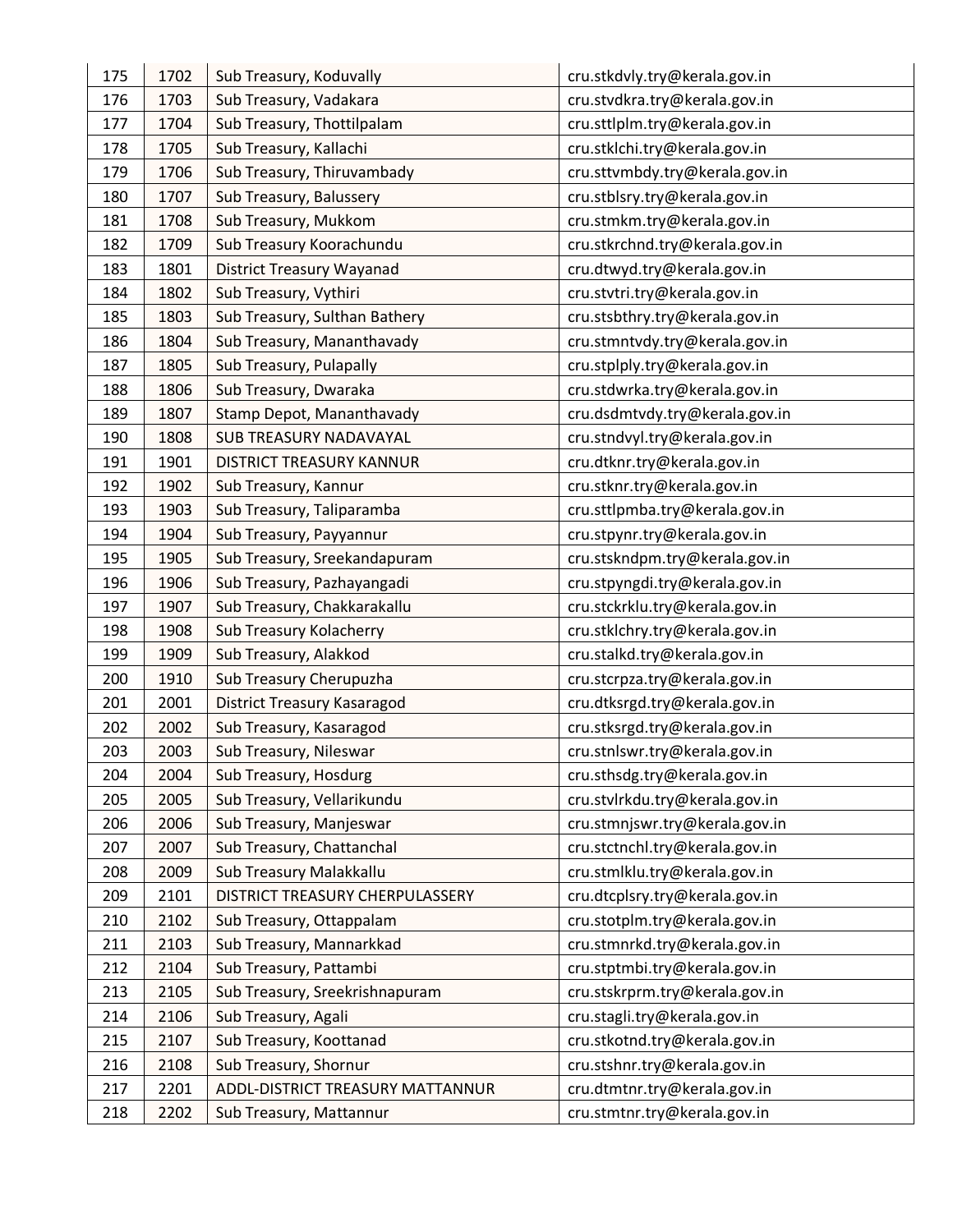| 175 | 1702 | Sub Treasury, Koduvally | cru.stkdvly.try@kerala.gov.in |
|---|---|---|---|
| 176 | 1703 | Sub Treasury, Vadakara | cru.stvdkra.try@kerala.gov.in |
| 177 | 1704 | Sub Treasury, Thottilpalam | cru.sttlplm.try@kerala.gov.in |
| 178 | 1705 | Sub Treasury, Kallachi | cru.stklchi.try@kerala.gov.in |
| 179 | 1706 | Sub Treasury, Thiruvambady | cru.sttvmbdy.try@kerala.gov.in |
| 180 | 1707 | Sub Treasury, Balussery | cru.stblsry.try@kerala.gov.in |
| 181 | 1708 | Sub Treasury, Mukkom | cru.stmkm.try@kerala.gov.in |
| 182 | 1709 | Sub Treasury Koorachundu | cru.stkrchnd.try@kerala.gov.in |
| 183 | 1801 | District Treasury Wayanad | cru.dtwyd.try@kerala.gov.in |
| 184 | 1802 | Sub Treasury, Vythiri | cru.stvtri.try@kerala.gov.in |
| 185 | 1803 | Sub Treasury, Sulthan Bathery | cru.stsbthry.try@kerala.gov.in |
| 186 | 1804 | Sub Treasury, Mananthavady | cru.stmntvdy.try@kerala.gov.in |
| 187 | 1805 | Sub Treasury, Pulapally | cru.stplply.try@kerala.gov.in |
| 188 | 1806 | Sub Treasury, Dwaraka | cru.stdwrka.try@kerala.gov.in |
| 189 | 1807 | Stamp Depot, Mananthavady | cru.dsdmtvdy.try@kerala.gov.in |
| 190 | 1808 | SUB TREASURY NADAVAYAL | cru.stndvyl.try@kerala.gov.in |
| 191 | 1901 | DISTRICT TREASURY KANNUR | cru.dtknr.try@kerala.gov.in |
| 192 | 1902 | Sub Treasury, Kannur | cru.stknr.try@kerala.gov.in |
| 193 | 1903 | Sub Treasury, Taliparamba | cru.sttlpmba.try@kerala.gov.in |
| 194 | 1904 | Sub Treasury, Payyannur | cru.stpynr.try@kerala.gov.in |
| 195 | 1905 | Sub Treasury, Sreekandapuram | cru.stskndpm.try@kerala.gov.in |
| 196 | 1906 | Sub Treasury, Pazhayangadi | cru.stpyngdi.try@kerala.gov.in |
| 197 | 1907 | Sub Treasury, Chakkarakallu | cru.stckrklu.try@kerala.gov.in |
| 198 | 1908 | Sub Treasury Kolacherry | cru.stklchry.try@kerala.gov.in |
| 199 | 1909 | Sub Treasury, Alakkod | cru.stalkd.try@kerala.gov.in |
| 200 | 1910 | Sub Treasury Cherupuzha | cru.stcrpza.try@kerala.gov.in |
| 201 | 2001 | District Treasury Kasaragod | cru.dtksrgd.try@kerala.gov.in |
| 202 | 2002 | Sub Treasury, Kasaragod | cru.stksrgd.try@kerala.gov.in |
| 203 | 2003 | Sub Treasury, Nileswar | cru.stnlswr.try@kerala.gov.in |
| 204 | 2004 | Sub Treasury, Hosdurg | cru.sthsdg.try@kerala.gov.in |
| 205 | 2005 | Sub Treasury, Vellarikundu | cru.stvlrkdu.try@kerala.gov.in |
| 206 | 2006 | Sub Treasury, Manjeswar | cru.stmnjswr.try@kerala.gov.in |
| 207 | 2007 | Sub Treasury, Chattanchal | cru.stctnchl.try@kerala.gov.in |
| 208 | 2009 | Sub Treasury Malakkallu | cru.stmlklu.try@kerala.gov.in |
| 209 | 2101 | DISTRICT TREASURY CHERPULASSERY | cru.dtcplsry.try@kerala.gov.in |
| 210 | 2102 | Sub Treasury, Ottappalam | cru.stotplm.try@kerala.gov.in |
| 211 | 2103 | Sub Treasury, Mannarkkad | cru.stmnrkd.try@kerala.gov.in |
| 212 | 2104 | Sub Treasury, Pattambi | cru.stptmbi.try@kerala.gov.in |
| 213 | 2105 | Sub Treasury, Sreekrishnapuram | cru.stskrprm.try@kerala.gov.in |
| 214 | 2106 | Sub Treasury, Agali | cru.stagli.try@kerala.gov.in |
| 215 | 2107 | Sub Treasury, Koottanad | cru.stkotnd.try@kerala.gov.in |
| 216 | 2108 | Sub Treasury, Shornur | cru.stshnr.try@kerala.gov.in |
| 217 | 2201 | ADDL-DISTRICT TREASURY MATTANNUR | cru.dtmtnr.try@kerala.gov.in |
| 218 | 2202 | Sub Treasury, Mattannur | cru.stmtnr.try@kerala.gov.in |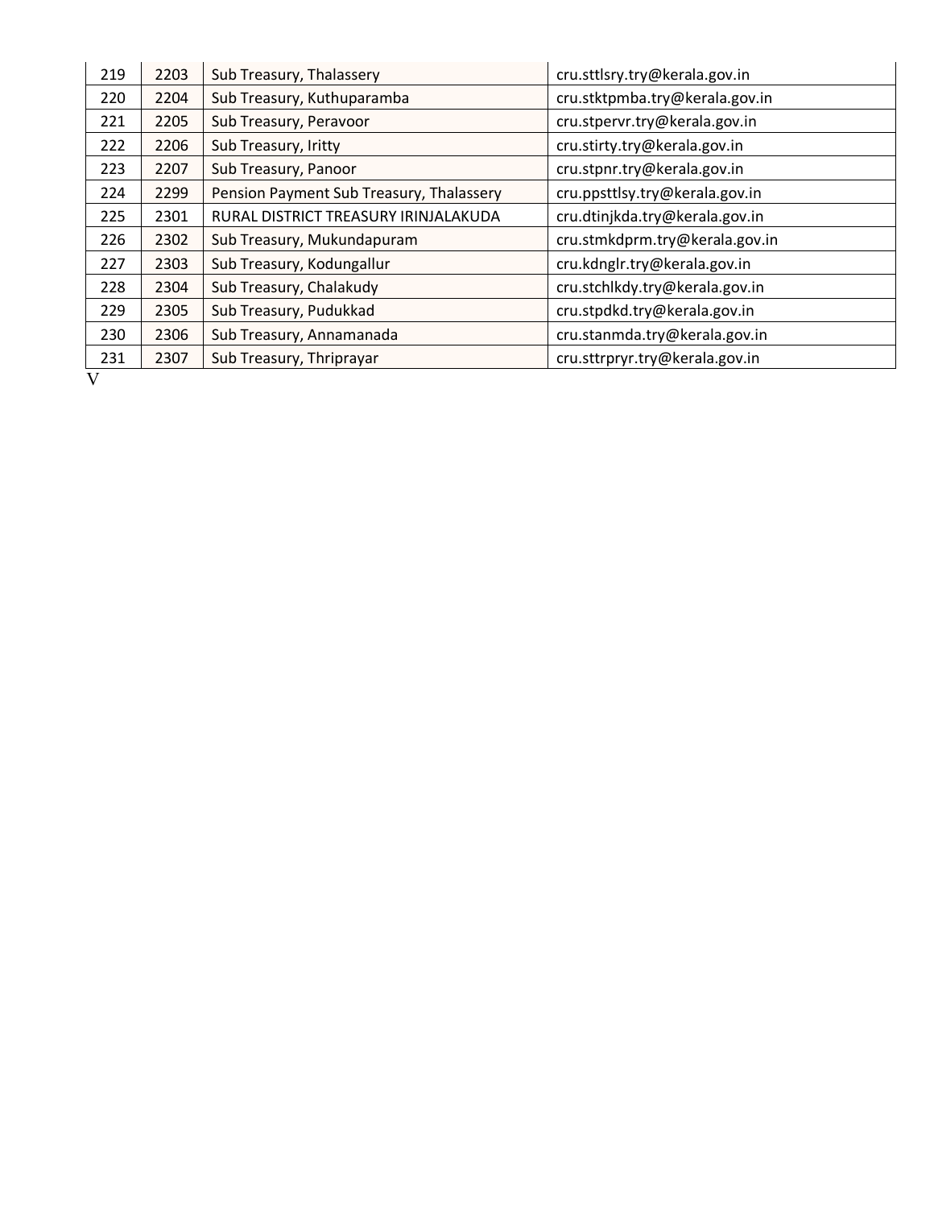| | | | |
|---|---|---|---|
| 219 | 2203 | Sub Treasury, Thalassery | cru.sttlsry.try@kerala.gov.in |
| 220 | 2204 | Sub Treasury, Kuthuparamba | cru.stktpmba.try@kerala.gov.in |
| 221 | 2205 | Sub Treasury, Peravoor | cru.stpervr.try@kerala.gov.in |
| 222 | 2206 | Sub Treasury, Iritty | cru.stirty.try@kerala.gov.in |
| 223 | 2207 | Sub Treasury, Panoor | cru.stpnr.try@kerala.gov.in |
| 224 | 2299 | Pension Payment Sub Treasury, Thalassery | cru.ppsttlsy.try@kerala.gov.in |
| 225 | 2301 | RURAL DISTRICT TREASURY IRINJALAKUDA | cru.dtinjkda.try@kerala.gov.in |
| 226 | 2302 | Sub Treasury, Mukundapuram | cru.stmkdprm.try@kerala.gov.in |
| 227 | 2303 | Sub Treasury, Kodungallur | cru.kdnglr.try@kerala.gov.in |
| 228 | 2304 | Sub Treasury, Chalakudy | cru.stchlkdy.try@kerala.gov.in |
| 229 | 2305 | Sub Treasury, Pudukkad | cru.stpdkd.try@kerala.gov.in |
| 230 | 2306 | Sub Treasury, Annamanada | cru.stanmda.try@kerala.gov.in |
| 231 | 2307 | Sub Treasury, Thriprayar | cru.sttrpryr.try@kerala.gov.in |

V